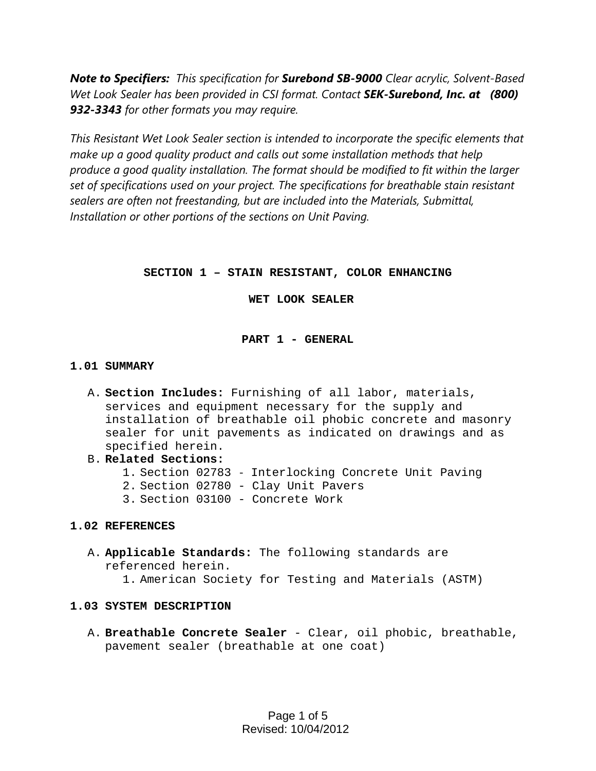***Note to Specifiers:*** *This specification for **Surebond SB-9000** Clear acrylic, Solvent-Based Wet Look Sealer has been provided in CSI format. Contact **SEK-Surebond, Inc. at (800) 932-3343** for other formats you may require.*

*This Resistant Wet Look Sealer section is intended to incorporate the specific elements that make up a good quality product and calls out some installation methods that help produce a good quality installation. The format should be modified to fit within the larger set of specifications used on your project. The specifications for breathable stain resistant sealers are often not freestanding, but are included into the Materials, Submittal, Installation or other portions of the sections on Unit Paving.*

# SECTION 1 – STAIN RESISTANT, COLOR ENHANCING WET LOOK SEALER

## PART 1 - GENERAL

### 1.01 SUMMARY

A. **Section Includes:** Furnishing of all labor, materials, services and equipment necessary for the supply and installation of breathable oil phobic concrete and masonry sealer for unit pavements as indicated on drawings and as specified herein.

B. **Related Sections:**
   1. Section 02783 - Interlocking Concrete Unit Paving
   2. Section 02780 - Clay Unit Pavers
   3. Section 03100 - Concrete Work

### 1.02 REFERENCES

A. **Applicable Standards:** The following standards are referenced herein.
   1. American Society for Testing and Materials (ASTM)

### 1.03 SYSTEM DESCRIPTION

A. **Breathable Concrete Sealer** - Clear, oil phobic, breathable, pavement sealer (breathable at one coat)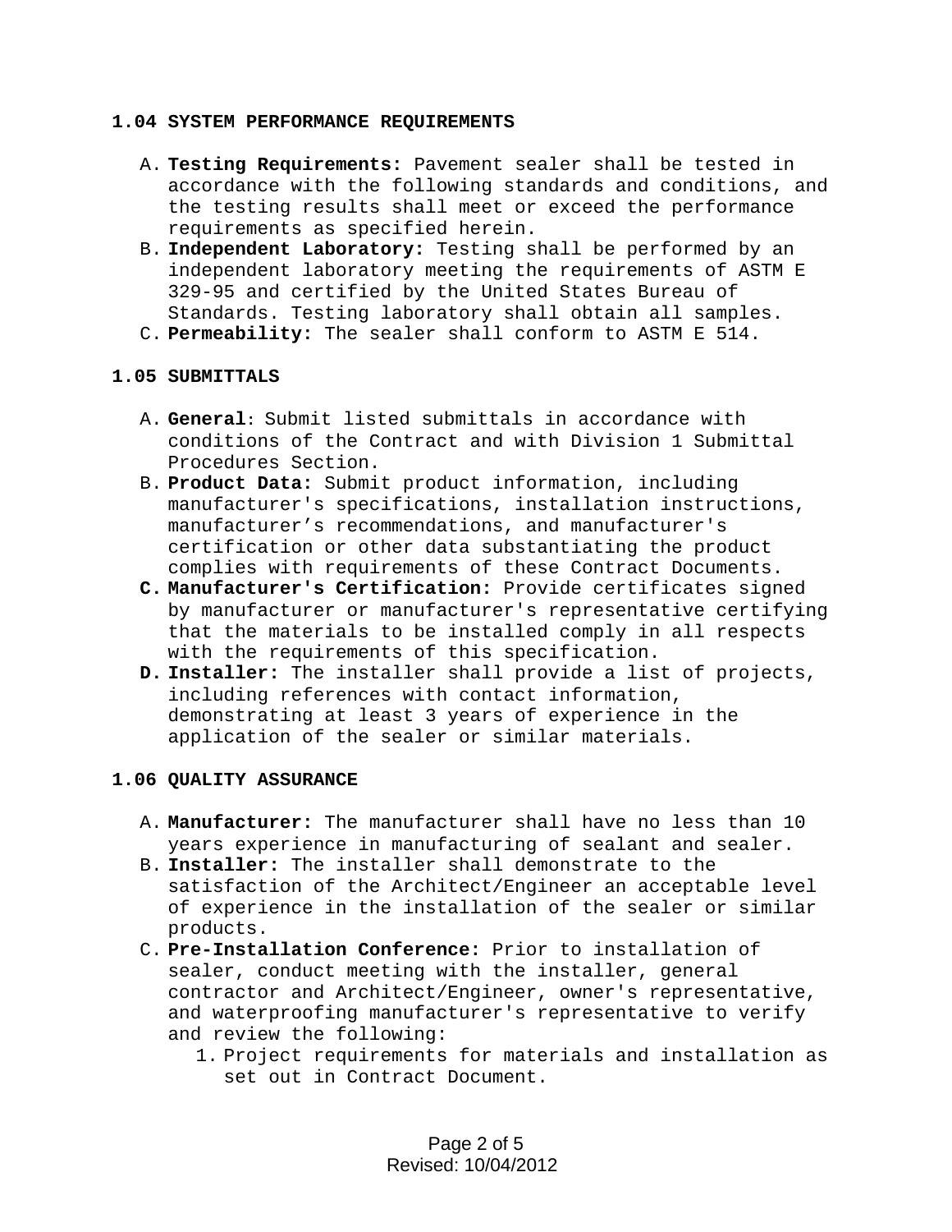### 1.04 SYSTEM PERFORMANCE REQUIREMENTS

A. **Testing Requirements:** Pavement sealer shall be tested in accordance with the following standards and conditions, and the testing results shall meet or exceed the performance requirements as specified herein.

B. **Independent Laboratory:** Testing shall be performed by an independent laboratory meeting the requirements of ASTM E 329-95 and certified by the United States Bureau of Standards. Testing laboratory shall obtain all samples.

C. **Permeability:** The sealer shall conform to ASTM E 514.

### 1.05 SUBMITTALS

A. **General**: Submit listed submittals in accordance with conditions of the Contract and with Division 1 Submittal Procedures Section.

B. **Product Data:** Submit product information, including manufacturer's specifications, installation instructions, manufacturer's recommendations, and manufacturer's certification or other data substantiating the product complies with requirements of these Contract Documents.

**C.** **Manufacturer's Certification:** Provide certificates signed by manufacturer or manufacturer's representative certifying that the materials to be installed comply in all respects with the requirements of this specification.

**D.** **Installer:** The installer shall provide a list of projects, including references with contact information, demonstrating at least 3 years of experience in the application of the sealer or similar materials.

### 1.06 QUALITY ASSURANCE

A. **Manufacturer:** The manufacturer shall have no less than 10 years experience in manufacturing of sealant and sealer.

B. **Installer:** The installer shall demonstrate to the satisfaction of the Architect/Engineer an acceptable level of experience in the installation of the sealer or similar products.

C. **Pre-Installation Conference:** Prior to installation of sealer, conduct meeting with the installer, general contractor and Architect/Engineer, owner's representative, and waterproofing manufacturer's representative to verify and review the following:

   1. Project requirements for materials and installation as set out in Contract Document.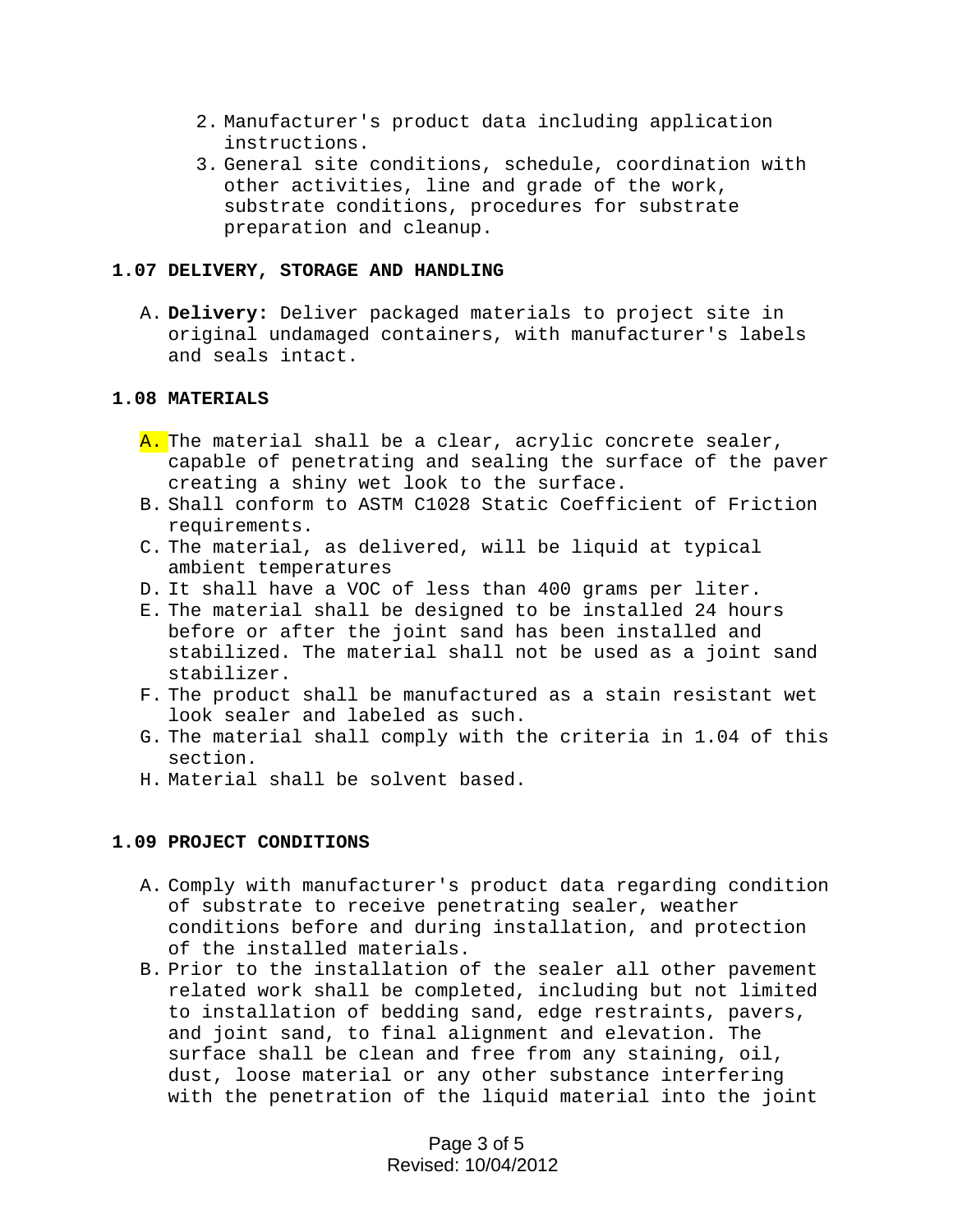2. Manufacturer's product data including application instructions.
3. General site conditions, schedule, coordination with other activities, line and grade of the work, substrate conditions, procedures for substrate preparation and cleanup.

### 1.07 DELIVERY, STORAGE AND HANDLING

A. **Delivery:** Deliver packaged materials to project site in original undamaged containers, with manufacturer's labels and seals intact.

### 1.08 MATERIALS

A. The material shall be a clear, acrylic concrete sealer, capable of penetrating and sealing the surface of the paver creating a shiny wet look to the surface.
B. Shall conform to ASTM C1028 Static Coefficient of Friction requirements.
C. The material, as delivered, will be liquid at typical ambient temperatures
D. It shall have a VOC of less than 400 grams per liter.
E. The material shall be designed to be installed 24 hours before or after the joint sand has been installed and stabilized. The material shall not be used as a joint sand stabilizer.
F. The product shall be manufactured as a stain resistant wet look sealer and labeled as such.
G. The material shall comply with the criteria in 1.04 of this section.
H. Material shall be solvent based.

### 1.09 PROJECT CONDITIONS

A. Comply with manufacturer's product data regarding condition of substrate to receive penetrating sealer, weather conditions before and during installation, and protection of the installed materials.
B. Prior to the installation of the sealer all other pavement related work shall be completed, including but not limited to installation of bedding sand, edge restraints, pavers, and joint sand, to final alignment and elevation. The surface shall be clean and free from any staining, oil, dust, loose material or any other substance interfering with the penetration of the liquid material into the joint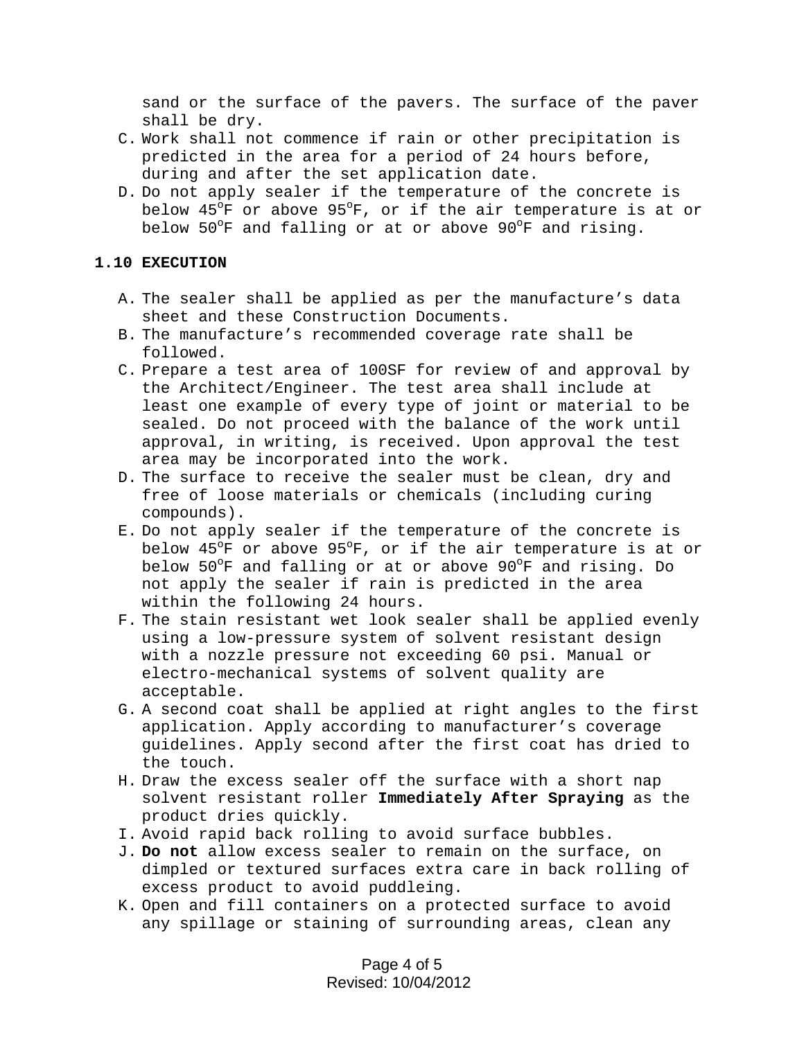sand or the surface of the pavers. The surface of the paver shall be dry.

C. Work shall not commence if rain or other precipitation is predicted in the area for a period of 24 hours before, during and after the set application date.
D. Do not apply sealer if the temperature of the concrete is below 45$^{o}$F or above 95$^{o}$F, or if the air temperature is at or below 50$^{o}$F and falling or at or above 90$^{o}$F and rising.

**1.10 EXECUTION**

A. The sealer shall be applied as per the manufacture's data sheet and these Construction Documents.
B. The manufacture's recommended coverage rate shall be followed.
C. Prepare a test area of 100SF for review of and approval by the Architect/Engineer. The test area shall include at least one example of every type of joint or material to be sealed. Do not proceed with the balance of the work until approval, in writing, is received. Upon approval the test area may be incorporated into the work.
D. The surface to receive the sealer must be clean, dry and free of loose materials or chemicals (including curing compounds).
E. Do not apply sealer if the temperature of the concrete is below 45$^{o}$F or above 95$^{o}$F, or if the air temperature is at or below 50$^{o}$F and falling or at or above 90$^{o}$F and rising. Do not apply the sealer if rain is predicted in the area within the following 24 hours.
F. The stain resistant wet look sealer shall be applied evenly using a low-pressure system of solvent resistant design with a nozzle pressure not exceeding 60 psi. Manual or electro-mechanical systems of solvent quality are acceptable.
G. A second coat shall be applied at right angles to the first application. Apply according to manufacturer's coverage guidelines. Apply second after the first coat has dried to the touch.
H. Draw the excess sealer off the surface with a short nap solvent resistant roller **Immediately After Spraying** as the product dries quickly.
I. Avoid rapid back rolling to avoid surface bubbles.
J. **Do not** allow excess sealer to remain on the surface, on dimpled or textured surfaces extra care in back rolling of excess product to avoid puddleing.
K. Open and fill containers on a protected surface to avoid any spillage or staining of surrounding areas, clean any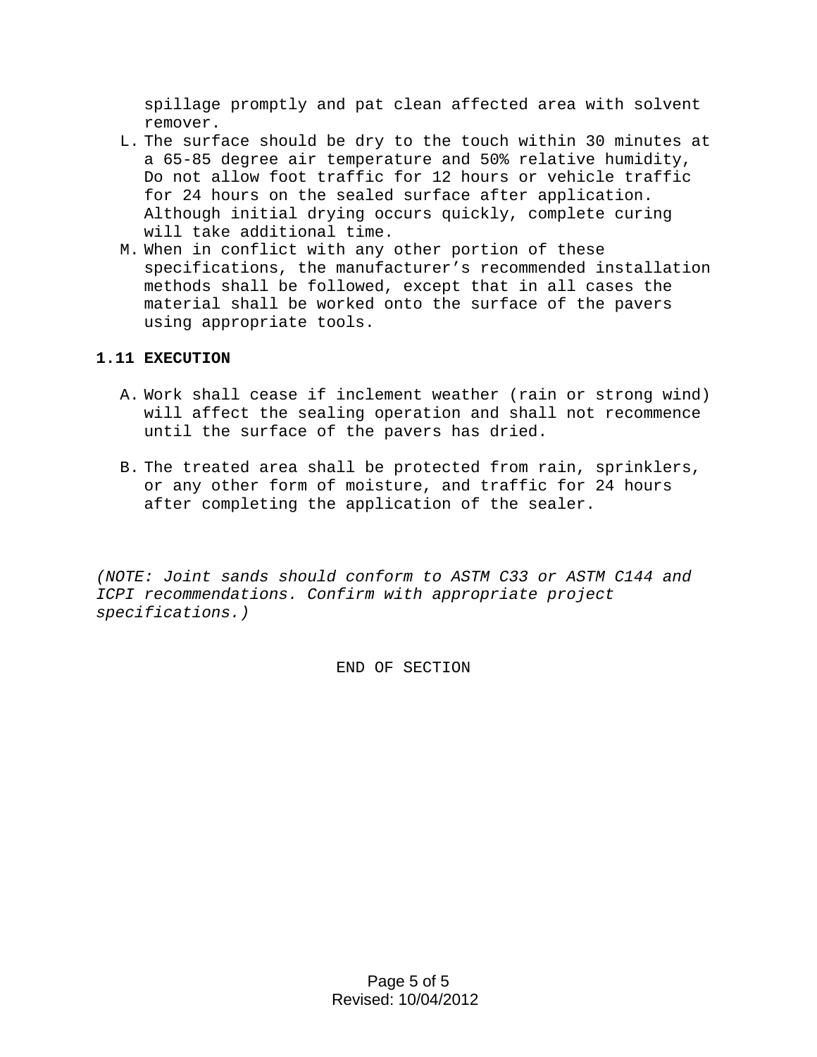spillage promptly and pat clean affected area with solvent remover.

L. The surface should be dry to the touch within 30 minutes at a 65-85 degree air temperature and 50% relative humidity, Do not allow foot traffic for 12 hours or vehicle traffic for 24 hours on the sealed surface after application. Although initial drying occurs quickly, complete curing will take additional time.
M. When in conflict with any other portion of these specifications, the manufacturer's recommended installation methods shall be followed, except that in all cases the material shall be worked onto the surface of the pavers using appropriate tools.

**1.11 EXECUTION**

A. Work shall cease if inclement weather (rain or strong wind) will affect the sealing operation and shall not recommence until the surface of the pavers has dried.

B. The treated area shall be protected from rain, sprinklers, or any other form of moisture, and traffic for 24 hours after completing the application of the sealer.

*(NOTE: Joint sands should conform to ASTM C33 or ASTM C144 and ICPI recommendations. Confirm with appropriate project specifications.)*

END OF SECTION